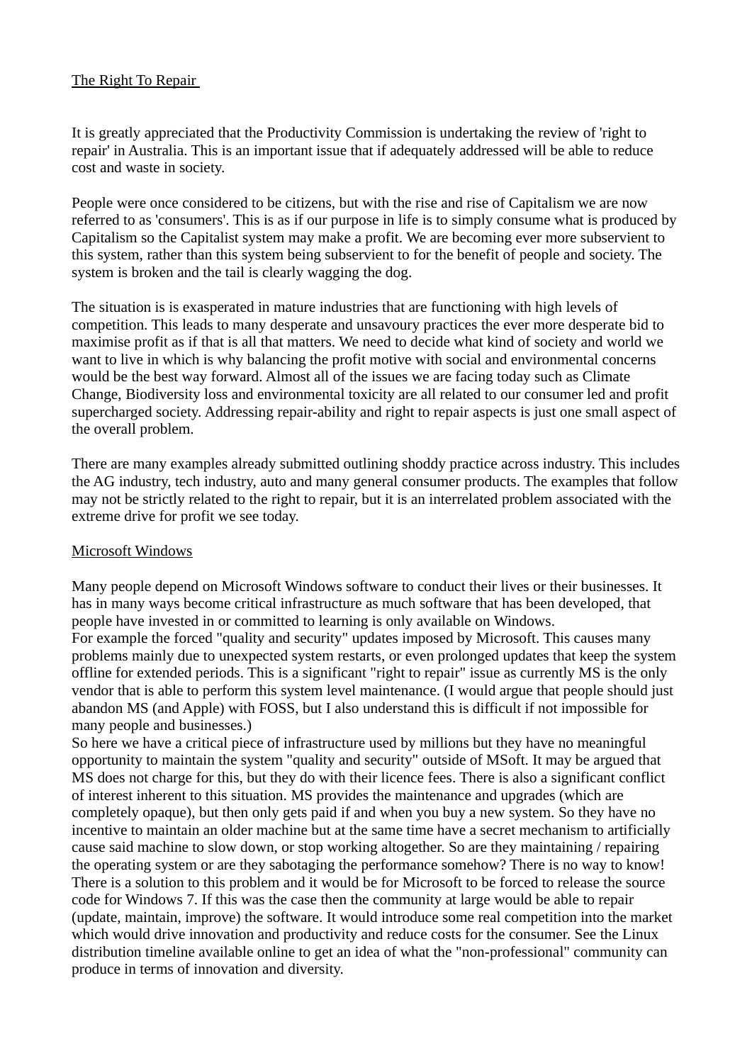The Right To Repair

It is greatly appreciated that the Productivity Commission is undertaking the review of 'right to repair' in Australia. This is an important issue that if adequately addressed will be able to reduce cost and waste in society.

People were once considered to be citizens, but with the rise and rise of Capitalism we are now referred to as 'consumers'. This is as if our purpose in life is to simply consume what is produced by Capitalism so the Capitalist system may make a profit. We are becoming ever more subservient to this system, rather than this system being subservient to for the benefit of people and society. The system is broken and the tail is clearly wagging the dog.

The situation is is exasperated in mature industries that are functioning with high levels of competition. This leads to many desperate and unsavoury practices the ever more desperate bid to maximise profit as if that is all that matters. We need to decide what kind of society and world we want to live in which is why balancing the profit motive with social and environmental concerns would be the best way forward. Almost all of the issues we are facing today such as Climate Change, Biodiversity loss and environmental toxicity are all related to our consumer led and profit supercharged society. Addressing repair-ability and right to repair aspects is just one small aspect of the overall problem.

There are many examples already submitted outlining shoddy practice across industry. This includes the AG industry, tech industry, auto and many general consumer products. The examples that follow may not be strictly related to the right to repair, but it is an interrelated problem associated with the extreme drive for profit we see today.

Microsoft Windows

Many people depend on Microsoft Windows software to conduct their lives or their businesses. It has in many ways become critical infrastructure as much software that has been developed, that people have invested in or committed to learning is only available on Windows.
For example the forced "quality and security" updates imposed by Microsoft. This causes many problems mainly due to unexpected system restarts, or even prolonged updates that keep the system offline for extended periods. This is a significant "right to repair" issue as currently MS is the only vendor that is able to perform this system level maintenance. (I would argue that people should just abandon MS (and Apple) with FOSS, but I also understand this is difficult if not impossible for many people and businesses.)
So here we have a critical piece of infrastructure used by millions but they have no meaningful opportunity to maintain the system "quality and security" outside of MSoft. It may be argued that MS does not charge for this, but they do with their licence fees. There is also a significant conflict of interest inherent to this situation. MS provides the maintenance and upgrades (which are completely opaque), but then only gets paid if and when you buy a new system. So they have no incentive to maintain an older machine but at the same time have a secret mechanism to artificially cause said machine to slow down, or stop working altogether. So are they maintaining / repairing the operating system or are they sabotaging the performance somehow? There is no way to know!
There is a solution to this problem and it would be for Microsoft to be forced to release the source code for Windows 7. If this was the case then the community at large would be able to repair (update, maintain, improve) the software. It would introduce some real competition into the market which would drive innovation and productivity and reduce costs for the consumer. See the Linux distribution timeline available online to get an idea of what the "non-professional" community can produce in terms of innovation and diversity.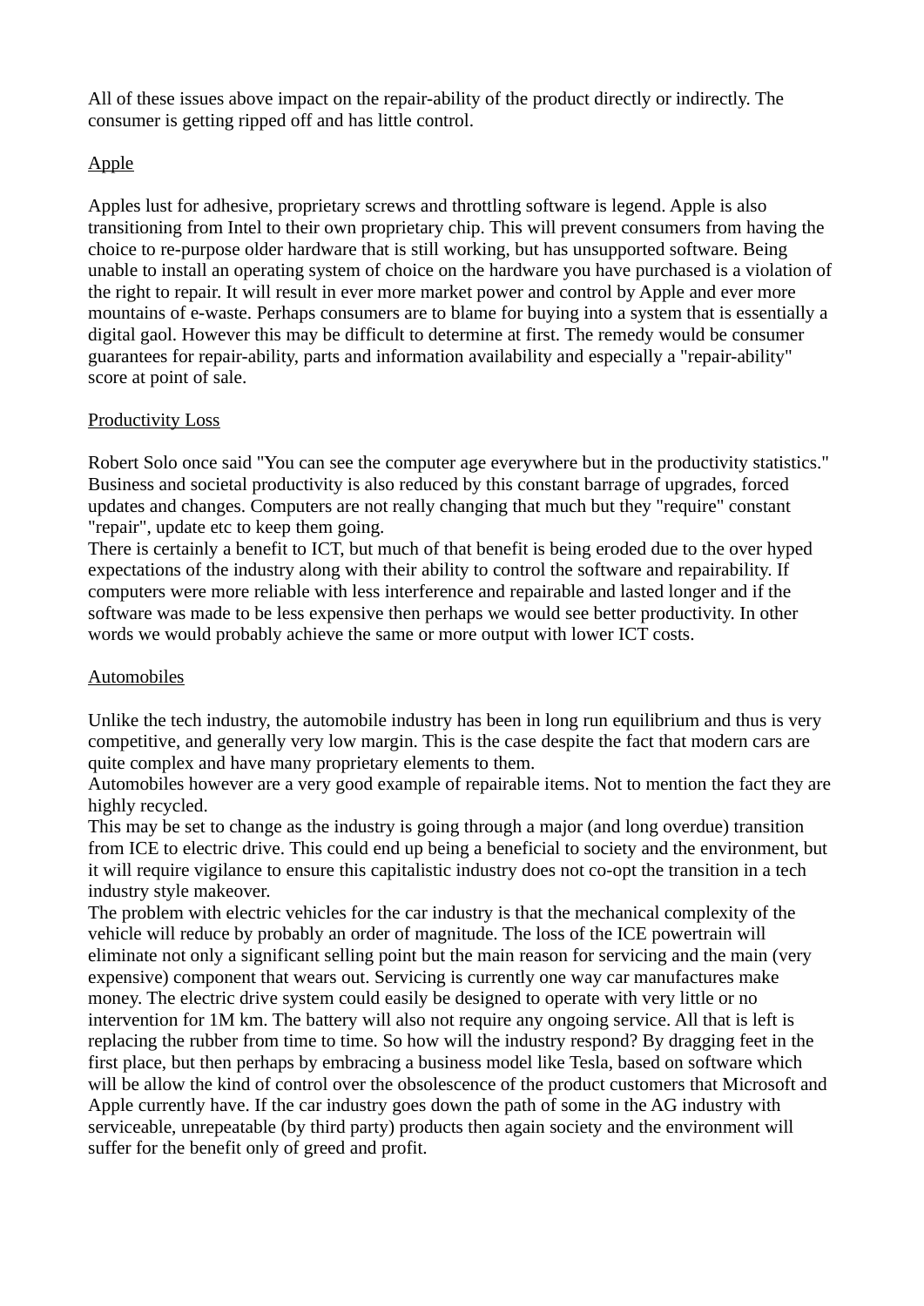All of these issues above impact on the repair-ability of the product directly or indirectly. The consumer is getting ripped off and has little control.

## Apple

Apples lust for adhesive, proprietary screws and throttling software is legend. Apple is also transitioning from Intel to their own proprietary chip. This will prevent consumers from having the choice to re-purpose older hardware that is still working, but has unsupported software. Being unable to install an operating system of choice on the hardware you have purchased is a violation of the right to repair. It will result in ever more market power and control by Apple and ever more mountains of e-waste. Perhaps consumers are to blame for buying into a system that is essentially a digital gaol. However this may be difficult to determine at first. The remedy would be consumer guarantees for repair-ability, parts and information availability and especially a "repair-ability" score at point of sale.

## Productivity Loss

Robert Solo once said "You can see the computer age everywhere but in the productivity statistics." Business and societal productivity is also reduced by this constant barrage of upgrades, forced updates and changes. Computers are not really changing that much but they "require" constant "repair", update etc to keep them going.

There is certainly a benefit to ICT, but much of that benefit is being eroded due to the over hyped expectations of the industry along with their ability to control the software and repairability. If computers were more reliable with less interference and repairable and lasted longer and if the software was made to be less expensive then perhaps we would see better productivity. In other words we would probably achieve the same or more output with lower ICT costs.

## Automobiles

Unlike the tech industry, the automobile industry has been in long run equilibrium and thus is very competitive, and generally very low margin. This is the case despite the fact that modern cars are quite complex and have many proprietary elements to them.

Automobiles however are a very good example of repairable items. Not to mention the fact they are highly recycled.

This may be set to change as the industry is going through a major (and long overdue) transition from ICE to electric drive. This could end up being a beneficial to society and the environment, but it will require vigilance to ensure this capitalistic industry does not co-opt the transition in a tech industry style makeover.

The problem with electric vehicles for the car industry is that the mechanical complexity of the vehicle will reduce by probably an order of magnitude. The loss of the ICE powertrain will eliminate not only a significant selling point but the main reason for servicing and the main (very expensive) component that wears out. Servicing is currently one way car manufactures make money. The electric drive system could easily be designed to operate with very little or no intervention for 1M km. The battery will also not require any ongoing service. All that is left is replacing the rubber from time to time. So how will the industry respond? By dragging feet in the first place, but then perhaps by embracing a business model like Tesla, based on software which will be allow the kind of control over the obsolescence of the product customers that Microsoft and Apple currently have. If the car industry goes down the path of some in the AG industry with serviceable, unrepeatable (by third party) products then again society and the environment will suffer for the benefit only of greed and profit.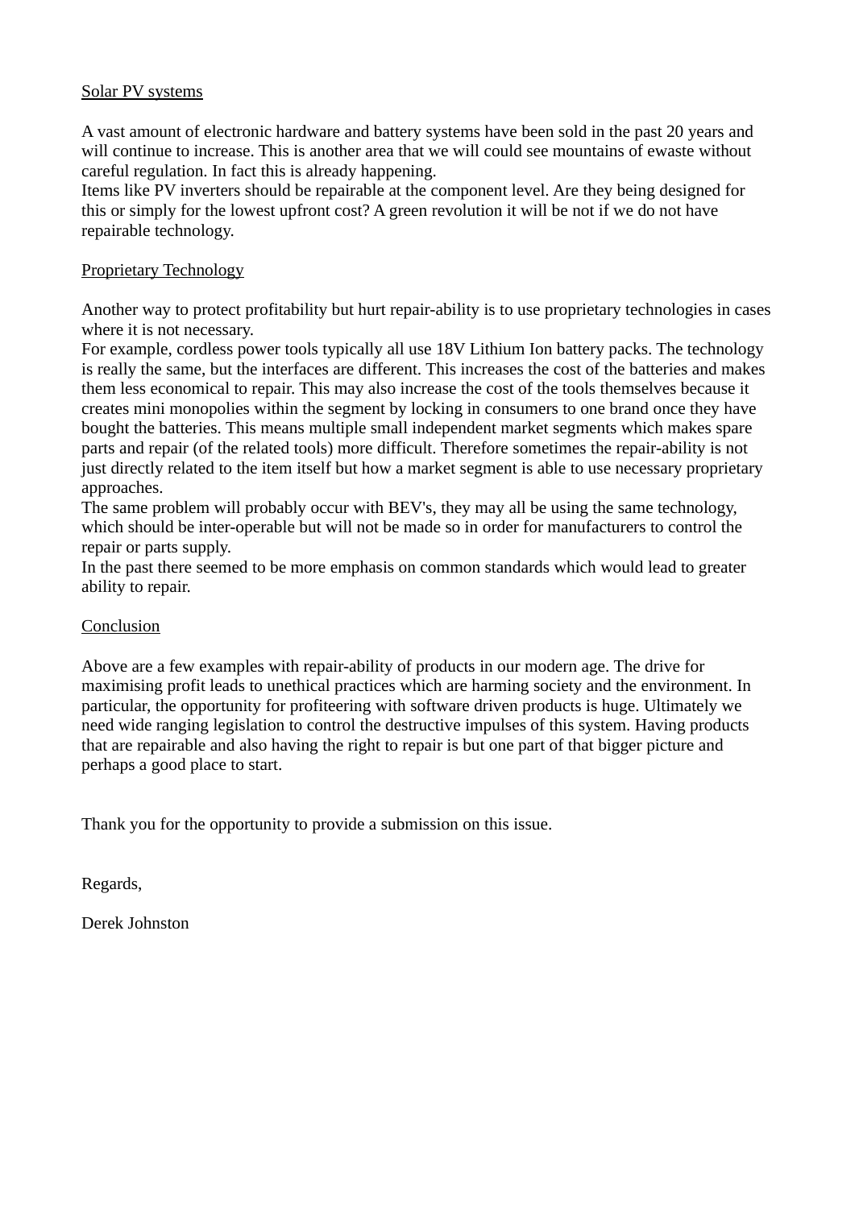## Solar PV systems

A vast amount of electronic hardware and battery systems have been sold in the past 20 years and will continue to increase. This is another area that we will could see mountains of ewaste without careful regulation. In fact this is already happening.
Items like PV inverters should be repairable at the component level. Are they being designed for this or simply for the lowest upfront cost? A green revolution it will be not if we do not have repairable technology.

## Proprietary Technology

Another way to protect profitability but hurt repair-ability is to use proprietary technologies in cases where it is not necessary.
For example, cordless power tools typically all use 18V Lithium Ion battery packs. The technology is really the same, but the interfaces are different. This increases the cost of the batteries and makes them less economical to repair. This may also increase the cost of the tools themselves because it creates mini monopolies within the segment by locking in consumers to one brand once they have bought the batteries. This means multiple small independent market segments which makes spare parts and repair (of the related tools) more difficult. Therefore sometimes the repair-ability is not just directly related to the item itself but how a market segment is able to use necessary proprietary approaches.
The same problem will probably occur with BEV's, they may all be using the same technology, which should be inter-operable but will not be made so in order for manufacturers to control the repair or parts supply.
In the past there seemed to be more emphasis on common standards which would lead to greater ability to repair.

## Conclusion

Above are a few examples with repair-ability of products in our modern age. The drive for maximising profit leads to unethical practices which are harming society and the environment. In particular, the opportunity for profiteering with software driven products is huge. Ultimately we need wide ranging legislation to control the destructive impulses of this system. Having products that are repairable and also having the right to repair is but one part of that bigger picture and perhaps a good place to start.

Thank you for the opportunity to provide a submission on this issue.

Regards,

Derek Johnston